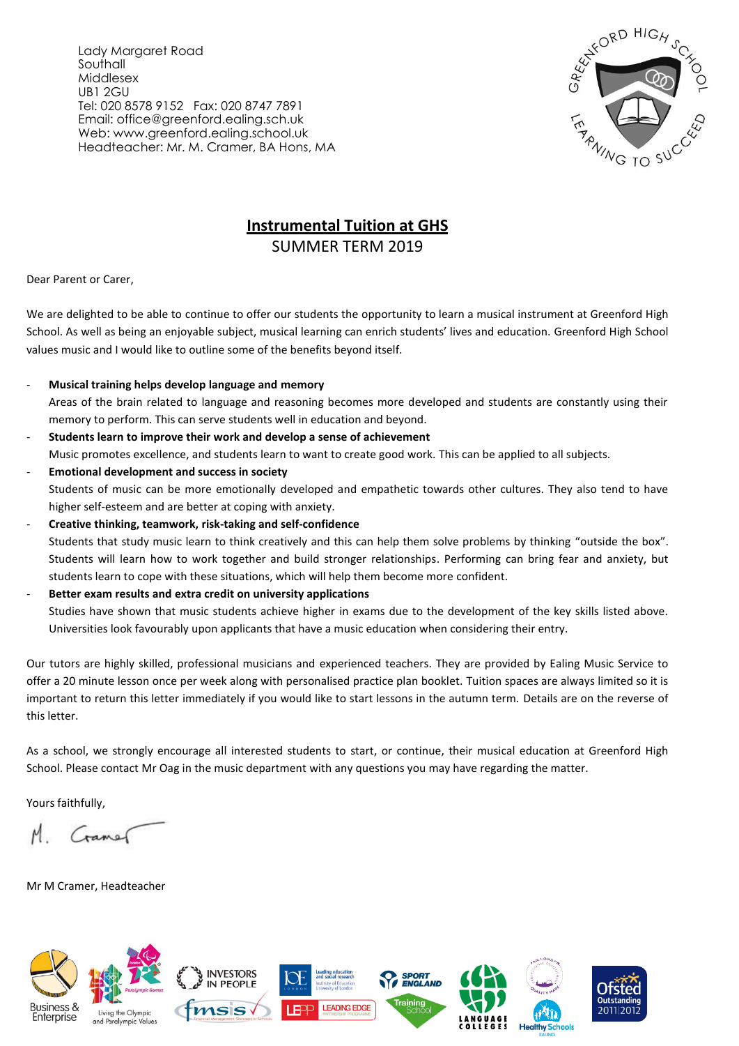Lady Margaret Road
Southall
Middlesex
UB1 2GU
Tel: 020 8578 9152   Fax: 020 8747 7891
Email: office@greenford.ealing.sch.uk
Web: www.greenford.ealing.school.uk
Headteacher: Mr. M. Cramer, BA Hons, MA

# Instrumental Tuition at GHS

## SUMMER TERM 2019

Dear Parent or Carer,

We are delighted to be able to continue to offer our students the opportunity to learn a musical instrument at Greenford High School. As well as being an enjoyable subject, musical learning can enrich students' lives and education. Greenford High School values music and I would like to outline some of the benefits beyond itself.

- **Musical training helps develop language and memory**
  Areas of the brain related to language and reasoning becomes more developed and students are constantly using their memory to perform. This can serve students well in education and beyond.
- **Students learn to improve their work and develop a sense of achievement**
  Music promotes excellence, and students learn to want to create good work. This can be applied to all subjects.
- **Emotional development and success in society**
  Students of music can be more emotionally developed and empathetic towards other cultures. They also tend to have higher self-esteem and are better at coping with anxiety.
- **Creative thinking, teamwork, risk-taking and self-confidence**
  Students that study music learn to think creatively and this can help them solve problems by thinking "outside the box". Students will learn how to work together and build stronger relationships. Performing can bring fear and anxiety, but students learn to cope with these situations, which will help them become more confident.
- **Better exam results and extra credit on university applications**
  Studies have shown that music students achieve higher in exams due to the development of the key skills listed above. Universities look favourably upon applicants that have a music education when considering their entry.

Our tutors are highly skilled, professional musicians and experienced teachers. They are provided by Ealing Music Service to offer a 20 minute lesson once per week along with personalised practice plan booklet. Tuition spaces are always limited so it is important to return this letter immediately if you would like to start lessons in the autumn term. Details are on the reverse of this letter.

As a school, we strongly encourage all interested students to start, or continue, their musical education at Greenford High School. Please contact Mr Oag in the music department with any questions you may have regarding the matter.

Yours faithfully,

M. Cramer

Mr M Cramer, Headteacher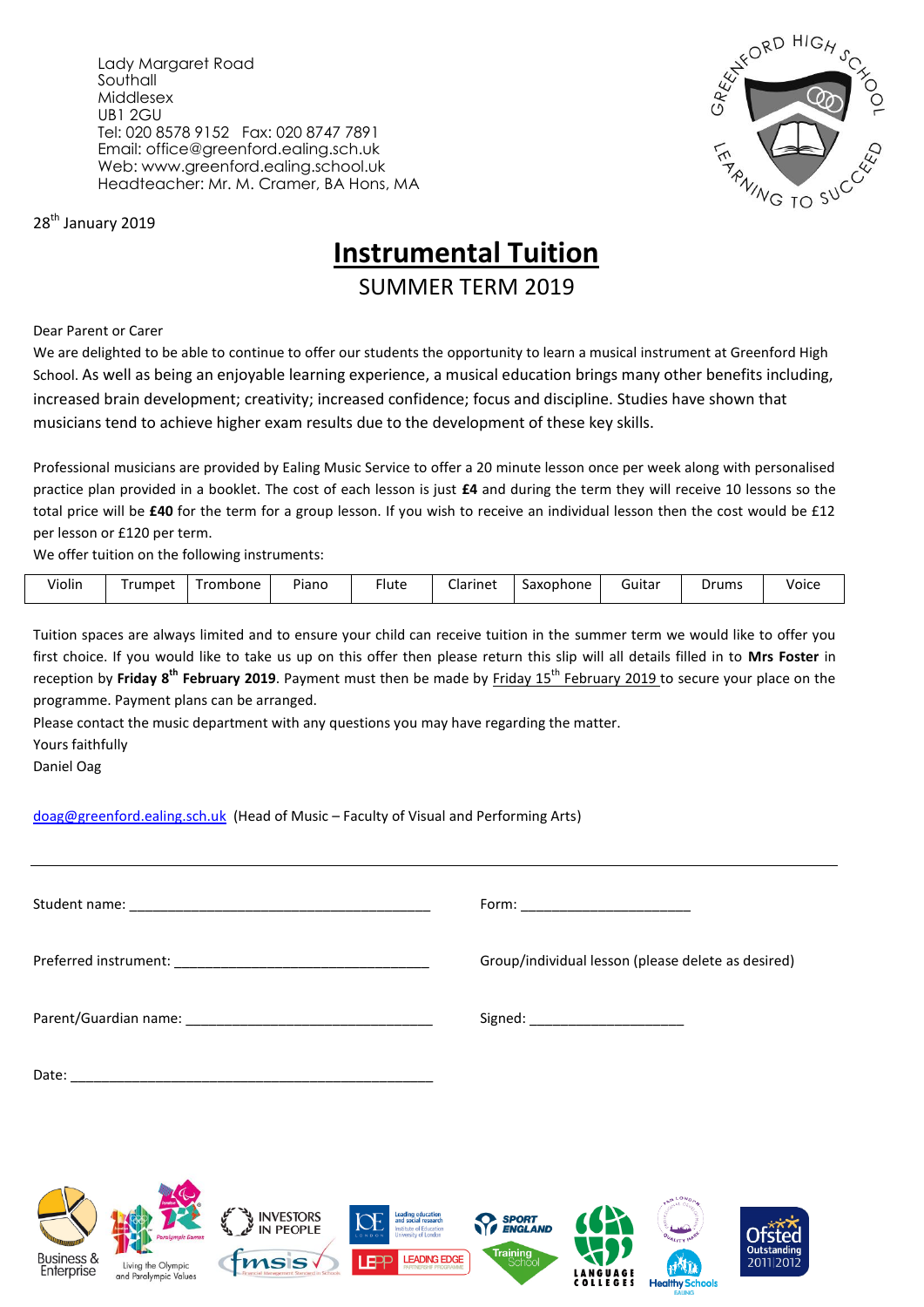Lady Margaret Road
Southall
Middlesex
UB1 2GU
Tel: 020 8578 9152 Fax: 020 8747 7891
Email: office@greenford.ealing.sch.uk
Web: www.greenford.ealing.school.uk
Headteacher: Mr. M. Cramer, BA Hons, MA

GREENFORD HIGH SCHOOL
LEARNING TO SUCCEED

28th January 2019

# Instrumental Tuition

## SUMMER TERM 2019

Dear Parent or Carer

We are delighted to be able to continue to offer our students the opportunity to learn a musical instrument at Greenford High School. As well as being an enjoyable learning experience, a musical education brings many other benefits including, increased brain development; creativity; increased confidence; focus and discipline. Studies have shown that musicians tend to achieve higher exam results due to the development of these key skills.

Professional musicians are provided by Ealing Music Service to offer a 20 minute lesson once per week along with personalised practice plan provided in a booklet. The cost of each lesson is just **£4** and during the term they will receive 10 lessons so the total price will be **£40** for the term for a group lesson. If you wish to receive an individual lesson then the cost would be £12 per lesson or £120 per term.

We offer tuition on the following instruments:

| | | | | | | | | | |
|---|---|---|---|---|---|---|---|---|---|
| Violin | Trumpet | Trombone | Piano | Flute | Clarinet | Saxophone | Guitar | Drums | Voice |

Tuition spaces are always limited and to ensure your child can receive tuition in the summer term we would like to offer you first choice. If you would like to take us up on this offer then please return this slip will all details filled in to **Mrs Foster** in reception by **Friday 8th February 2019**. Payment must then be made by Friday 15th February 2019 to secure your place on the programme. Payment plans can be arranged.

Please contact the music department with any questions you may have regarding the matter.

Yours faithfully

Daniel Oag

doag@greenford.ealing.sch.uk (Head of Music – Faculty of Visual and Performing Arts)

---

Student name: ________________________________ Form: ____________________

Preferred instrument: ____________________________ Group/individual lesson (please delete as desired)

Parent/Guardian name: ____________________________ Signed: ____________________

Date: ________________________________________